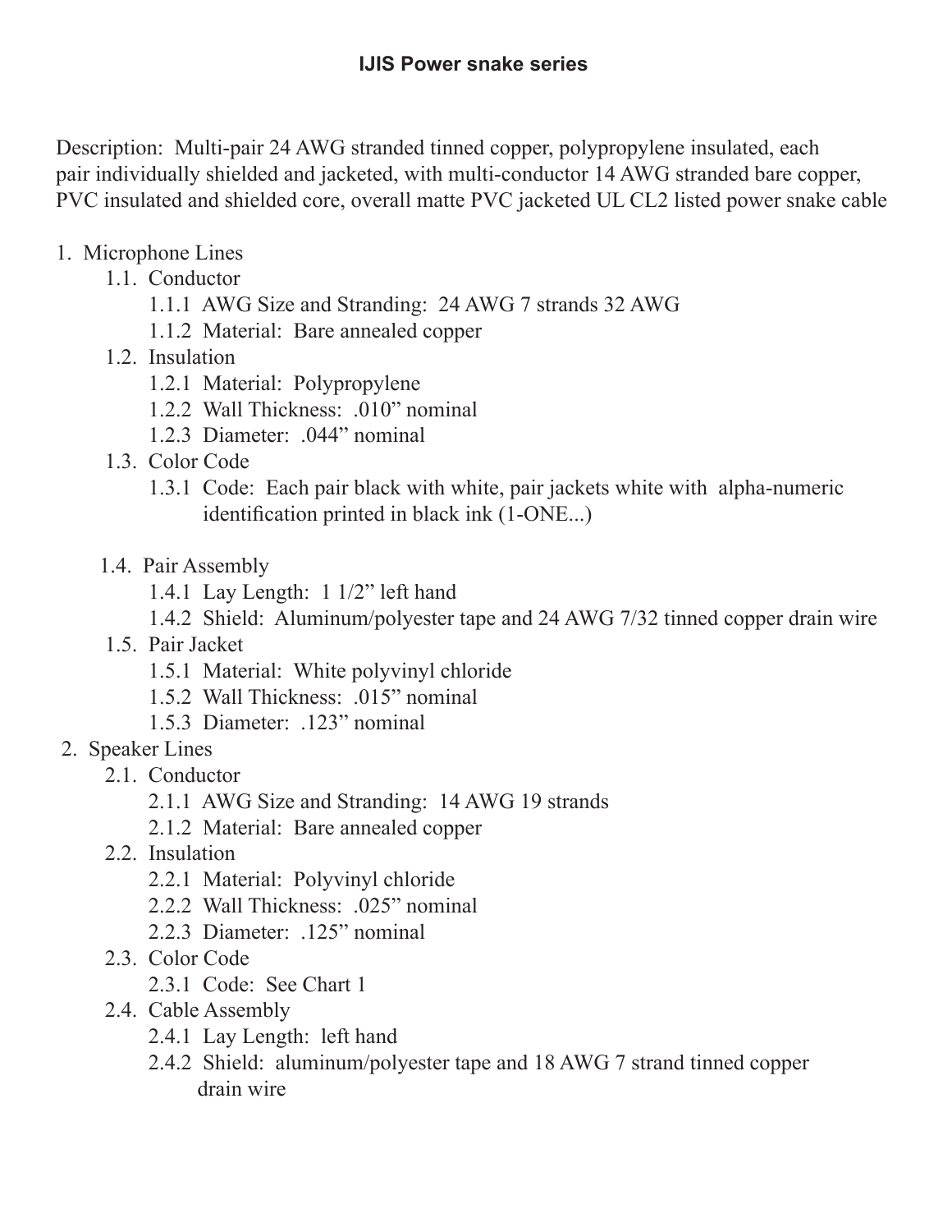# IJIS Power snake series

Description: Multi-pair 24 AWG stranded tinned copper, polypropylene insulated, each pair individually shielded and jacketed, with multi-conductor 14 AWG stranded bare copper, PVC insulated and shielded core, overall matte PVC jacketed UL CL2 listed power snake cable

1. Microphone Lines
   - 1.1. Conductor
     - 1.1.1 AWG Size and Stranding: 24 AWG 7 strands 32 AWG
     - 1.1.2 Material: Bare annealed copper
   - 1.2. Insulation
     - 1.2.1 Material: Polypropylene
     - 1.2.2 Wall Thickness: .010" nominal
     - 1.2.3 Diameter: .044" nominal
   - 1.3. Color Code
     - 1.3.1 Code: Each pair black with white, pair jackets white with alpha-numeric identification printed in black ink (1-ONE...)
   - 1.4. Pair Assembly
     - 1.4.1 Lay Length: 1 1/2" left hand
     - 1.4.2 Shield: Aluminum/polyester tape and 24 AWG 7/32 tinned copper drain wire
   - 1.5. Pair Jacket
     - 1.5.1 Material: White polyvinyl chloride
     - 1.5.2 Wall Thickness: .015" nominal
     - 1.5.3 Diameter: .123" nominal
2. Speaker Lines
   - 2.1. Conductor
     - 2.1.1 AWG Size and Stranding: 14 AWG 19 strands
     - 2.1.2 Material: Bare annealed copper
   - 2.2. Insulation
     - 2.2.1 Material: Polyvinyl chloride
     - 2.2.2 Wall Thickness: .025" nominal
     - 2.2.3 Diameter: .125" nominal
   - 2.3. Color Code
     - 2.3.1 Code: See Chart 1
   - 2.4. Cable Assembly
     - 2.4.1 Lay Length: left hand
     - 2.4.2 Shield: aluminum/polyester tape and 18 AWG 7 strand tinned copper drain wire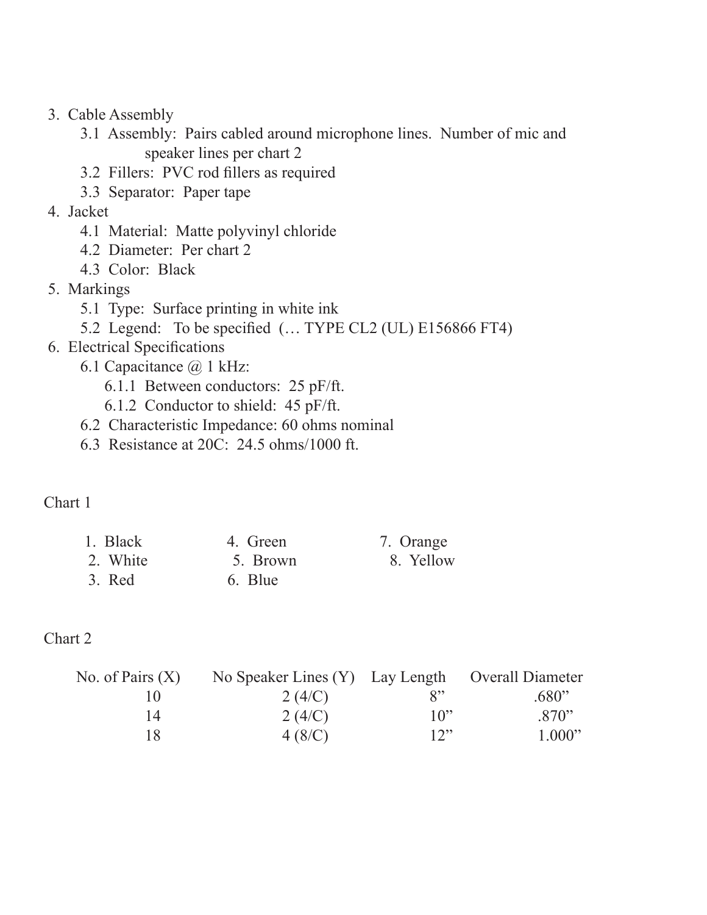3. Cable Assembly
    - 3.1 Assembly: Pairs cabled around microphone lines. Number of mic and speaker lines per chart 2
    - 3.2 Fillers: PVC rod fillers as required
    - 3.3 Separator: Paper tape
4. Jacket
    - 4.1 Material: Matte polyvinyl chloride
    - 4.2 Diameter: Per chart 2
    - 4.3 Color: Black
5. Markings
    - 5.1 Type: Surface printing in white ink
    - 5.2 Legend: To be specified (… TYPE CL2 (UL) E156866 FT4)
6. Electrical Specifications
    - 6.1 Capacitance @ 1 kHz:
        - 6.1.1 Between conductors: 25 pF/ft.
        - 6.1.2 Conductor to shield: 45 pF/ft.
    - 6.2 Characteristic Impedance: 60 ohms nominal
    - 6.3 Resistance at 20C: 24.5 ohms/1000 ft.

Chart 1

| | | |
|---|---|---|
| 1. Black | 4. Green | 7. Orange |
| 2. White | 5. Brown | 8. Yellow |
| 3. Red | 6. Blue | |

Chart 2

| No. of Pairs (X) | No Speaker Lines (Y) | Lay Length | Overall Diameter |
|---|---|---|---|
| 10 | 2 (4/C) | 8" | .680" |
| 14 | 2 (4/C) | 10" | .870" |
| 18 | 4 (8/C) | 12" | 1.000" |